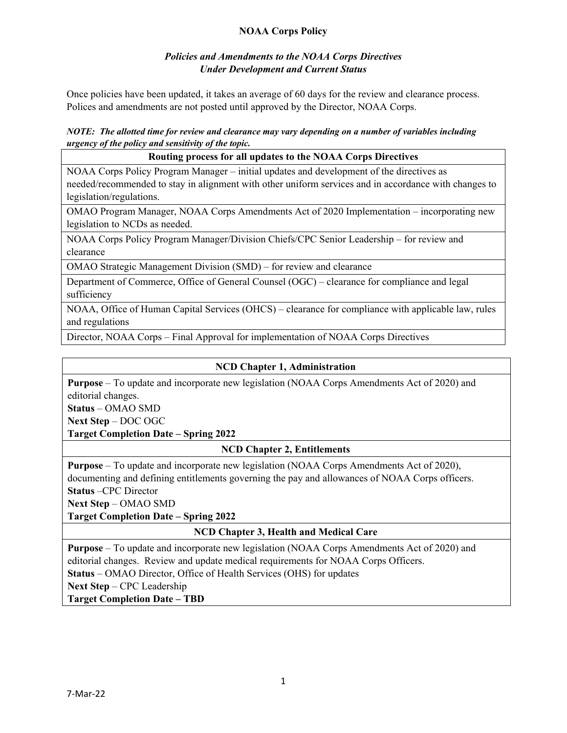# NOAA Corps Policy

## *Policies and Amendments to the NOAA Corps Directives Under Development and Current Status*

Once policies have been updated, it takes an average of 60 days for the review and clearance process. Polices and amendments are not posted until approved by the Director, NOAA Corps.

***NOTE: The allotted time for review and clearance may vary depending on a number of variables including urgency of the policy and sensitivity of the topic.***

| **Routing process for all updates to the NOAA Corps Directives** |
|---|
| NOAA Corps Policy Program Manager – initial updates and development of the directives as needed/recommended to stay in alignment with other uniform services and in accordance with changes to legislation/regulations. |
| OMAO Program Manager, NOAA Corps Amendments Act of 2020 Implementation – incorporating new legislation to NCDs as needed. |
| NOAA Corps Policy Program Manager/Division Chiefs/CPC Senior Leadership – for review and clearance |
| OMAO Strategic Management Division (SMD) – for review and clearance |
| Department of Commerce, Office of General Counsel (OGC) – clearance for compliance and legal sufficiency |
| NOAA, Office of Human Capital Services (OHCS) – clearance for compliance with applicable law, rules and regulations |
| Director, NOAA Corps – Final Approval for implementation of NOAA Corps Directives |

### NCD Chapter 1, Administration

**Purpose** – To update and incorporate new legislation (NOAA Corps Amendments Act of 2020) and editorial changes.
**Status** – OMAO SMD
**Next Step** – DOC OGC
**Target Completion Date – Spring 2022**

### NCD Chapter 2, Entitlements

**Purpose** – To update and incorporate new legislation (NOAA Corps Amendments Act of 2020), documenting and defining entitlements governing the pay and allowances of NOAA Corps officers.
**Status** –CPC Director
**Next Step** – OMAO SMD
**Target Completion Date – Spring 2022**

### NCD Chapter 3, Health and Medical Care

**Purpose** – To update and incorporate new legislation (NOAA Corps Amendments Act of 2020) and editorial changes. Review and update medical requirements for NOAA Corps Officers.
**Status** – OMAO Director, Office of Health Services (OHS) for updates
**Next Step** – CPC Leadership
**Target Completion Date – TBD**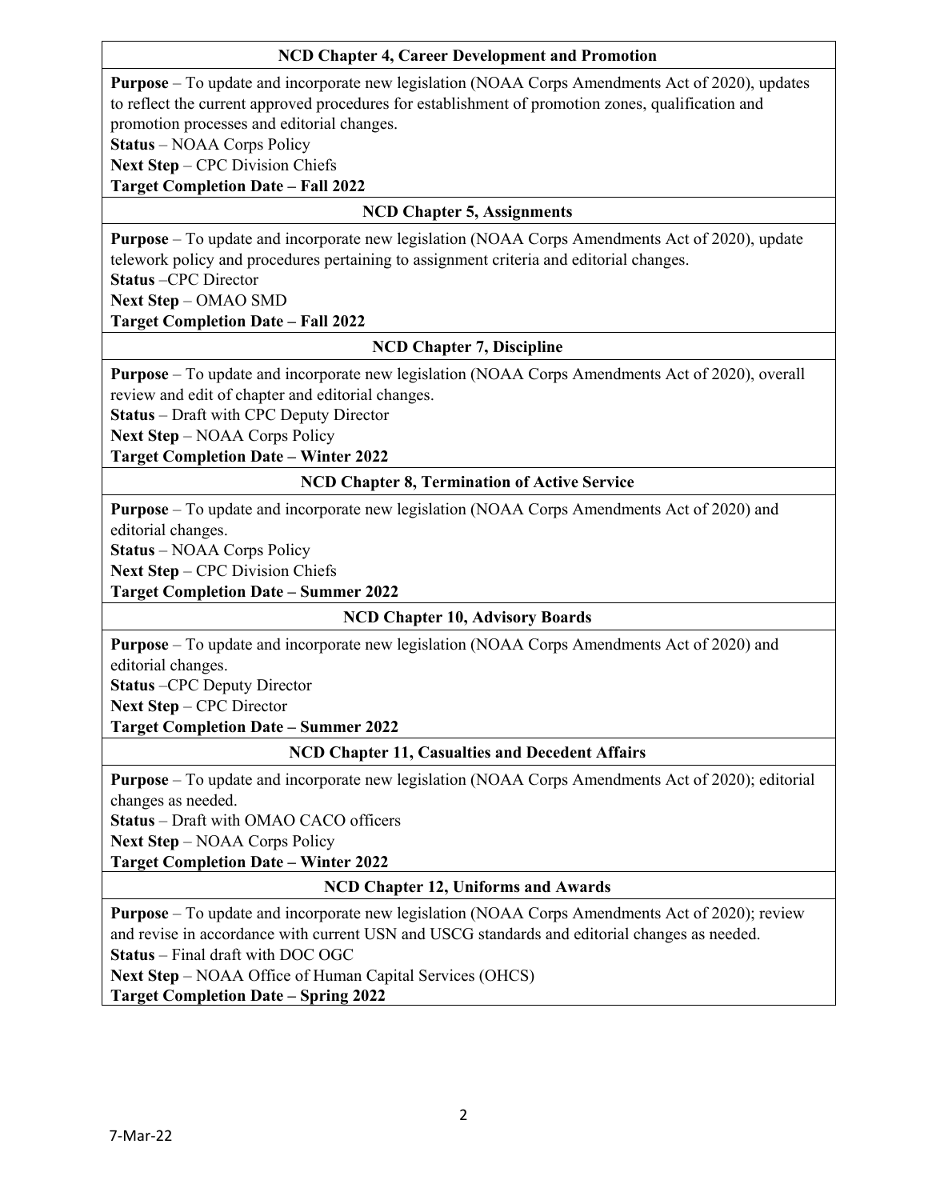### NCD Chapter 4, Career Development and Promotion

**Purpose** – To update and incorporate new legislation (NOAA Corps Amendments Act of 2020), updates to reflect the current approved procedures for establishment of promotion zones, qualification and promotion processes and editorial changes.
**Status** – NOAA Corps Policy
**Next Step** – CPC Division Chiefs
**Target Completion Date – Fall 2022**

### NCD Chapter 5, Assignments

**Purpose** – To update and incorporate new legislation (NOAA Corps Amendments Act of 2020), update telework policy and procedures pertaining to assignment criteria and editorial changes.
**Status** –CPC Director
**Next Step** – OMAO SMD
**Target Completion Date – Fall 2022**

### NCD Chapter 7, Discipline

**Purpose** – To update and incorporate new legislation (NOAA Corps Amendments Act of 2020), overall review and edit of chapter and editorial changes.
**Status** – Draft with CPC Deputy Director
**Next Step** – NOAA Corps Policy
**Target Completion Date – Winter 2022**

### NCD Chapter 8, Termination of Active Service

**Purpose** – To update and incorporate new legislation (NOAA Corps Amendments Act of 2020) and editorial changes.
**Status** – NOAA Corps Policy
**Next Step** – CPC Division Chiefs
**Target Completion Date – Summer 2022**

### NCD Chapter 10, Advisory Boards

**Purpose** – To update and incorporate new legislation (NOAA Corps Amendments Act of 2020) and editorial changes.
**Status** –CPC Deputy Director
**Next Step** – CPC Director
**Target Completion Date – Summer 2022**

### NCD Chapter 11, Casualties and Decedent Affairs

**Purpose** – To update and incorporate new legislation (NOAA Corps Amendments Act of 2020); editorial changes as needed.
**Status** – Draft with OMAO CACO officers
**Next Step** – NOAA Corps Policy
**Target Completion Date – Winter 2022**

### NCD Chapter 12, Uniforms and Awards

**Purpose** – To update and incorporate new legislation (NOAA Corps Amendments Act of 2020); review and revise in accordance with current USN and USCG standards and editorial changes as needed.
**Status** – Final draft with DOC OGC
**Next Step** – NOAA Office of Human Capital Services (OHCS)
**Target Completion Date – Spring 2022**